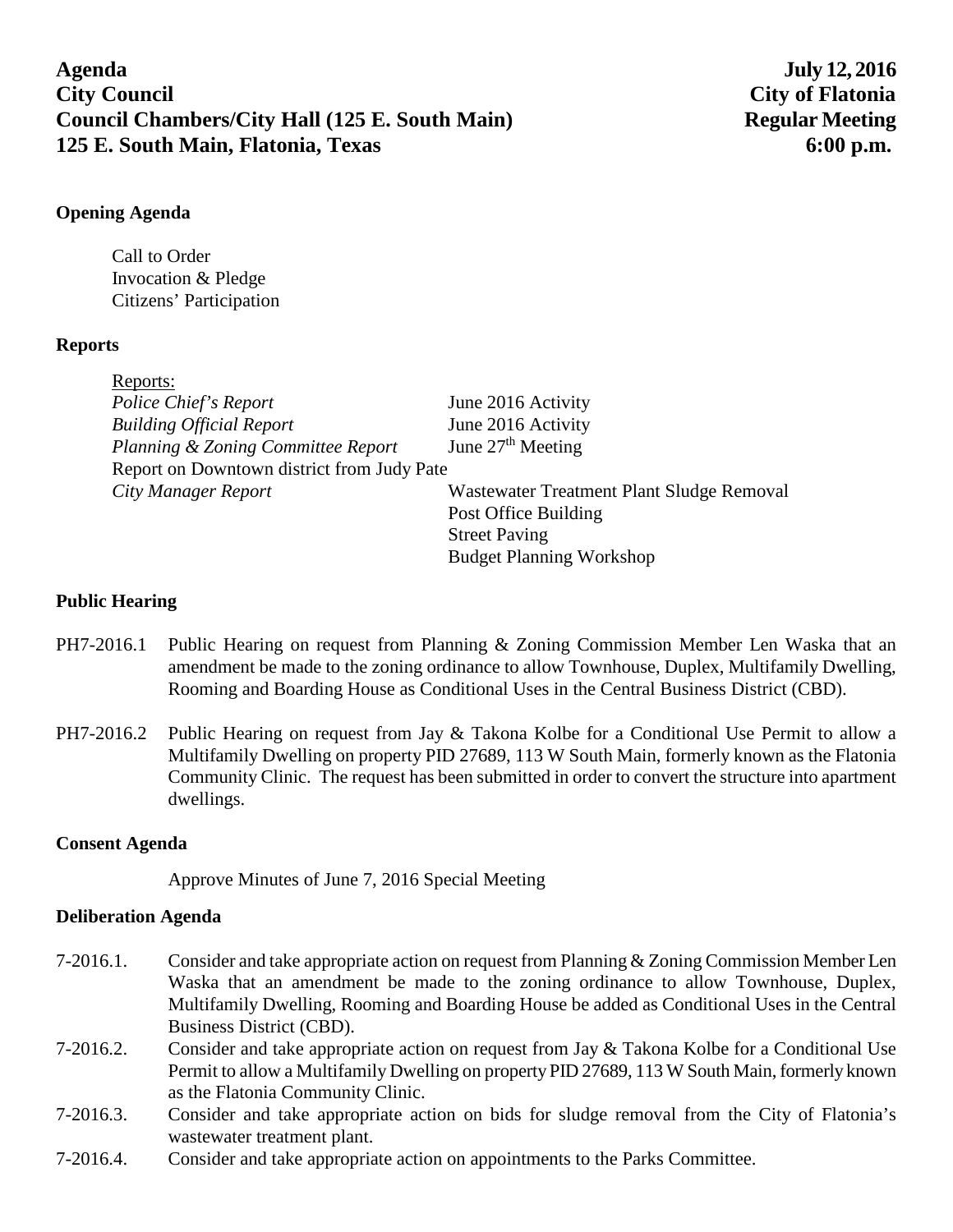**Agenda** **July 12, 2016**
**City Council** **City of Flatonia**
**Council Chambers/City Hall (125 E. South Main)** **Regular Meeting**
**125 E. South Main, Flatonia, Texas** **6:00 p.m.**

## Opening Agenda

Call to Order
Invocation & Pledge
Citizens' Participation

## Reports

Reports:

| | |
|---|---|
| *Police Chief's Report* | June 2016 Activity |
| *Building Official Report* | June 2016 Activity |
| *Planning & Zoning Committee Report* | June 27th Meeting |
| Report on Downtown district from Judy Pate | |
| *City Manager Report* | Wastewater Treatment Plant Sludge Removal |
| | Post Office Building |
| | Street Paving |
| | Budget Planning Workshop |

## Public Hearing

PH7-2016.1 Public Hearing on request from Planning & Zoning Commission Member Len Waska that an amendment be made to the zoning ordinance to allow Townhouse, Duplex, Multifamily Dwelling, Rooming and Boarding House as Conditional Uses in the Central Business District (CBD).

PH7-2016.2 Public Hearing on request from Jay & Takona Kolbe for a Conditional Use Permit to allow a Multifamily Dwelling on property PID 27689, 113 W South Main, formerly known as the Flatonia Community Clinic. The request has been submitted in order to convert the structure into apartment dwellings.

## Consent Agenda

Approve Minutes of June 7, 2016 Special Meeting

## Deliberation Agenda

7-2016.1. Consider and take appropriate action on request from Planning & Zoning Commission Member Len Waska that an amendment be made to the zoning ordinance to allow Townhouse, Duplex, Multifamily Dwelling, Rooming and Boarding House be added as Conditional Uses in the Central Business District (CBD).

7-2016.2. Consider and take appropriate action on request from Jay & Takona Kolbe for a Conditional Use Permit to allow a Multifamily Dwelling on property PID 27689, 113 W South Main, formerly known as the Flatonia Community Clinic.

7-2016.3. Consider and take appropriate action on bids for sludge removal from the City of Flatonia's wastewater treatment plant.

7-2016.4. Consider and take appropriate action on appointments to the Parks Committee.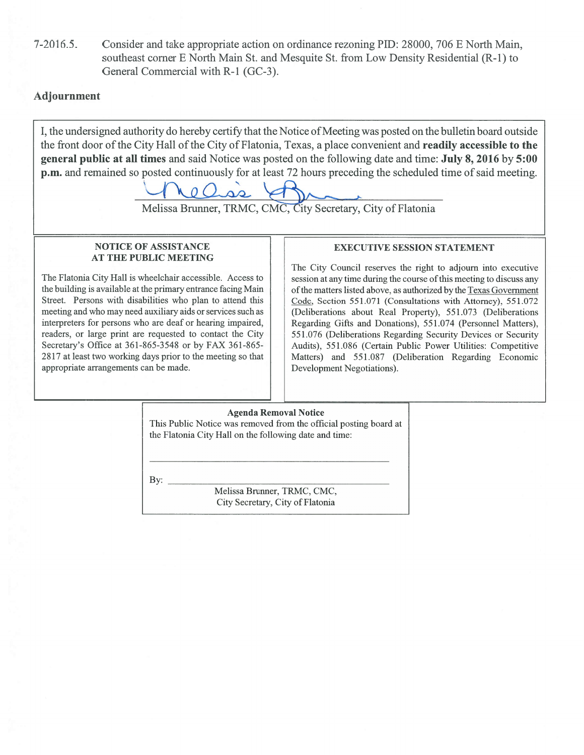7-2016.5. Consider and take appropriate action on ordinance rezoning PID: 28000, 706 E North Main, southeast corner E North Main St. and Mesquite St. from Low Density Residential (R-1) to General Commercial with R-1 (GC-3).

**Adjournment**

I, the undersigned authority do hereby certify that the Notice of Meeting was posted on the bulletin board outside the front door of the City Hall of the City of Flatonia, Texas, a place convenient and **readily accessible to the general public at all times** and said Notice was posted on the following date and time: **July 8, 2016** by **5:00 p.m.** and remained so posted continuously for at least 72 hours preceding the scheduled time of said meeting.

Melissa Brunner, TRMC, CMC, City Secretary, City of Flatonia

**NOTICE OF ASSISTANCE AT THE PUBLIC MEETING**

The Flatonia City Hall is wheelchair accessible. Access to the building is available at the primary entrance facing Main Street. Persons with disabilities who plan to attend this meeting and who may need auxiliary aids or services such as interpreters for persons who are deaf or hearing impaired, readers, or large print are requested to contact the City Secretary's Office at 361-865-3548 or by FAX 361-865-2817 at least two working days prior to the meeting so that appropriate arrangements can be made.

**EXECUTIVE SESSION STATEMENT**

The City Council reserves the right to adjourn into executive session at any time during the course of this meeting to discuss any of the matters listed above, as authorized by the Texas Government Code, Section 551.071 (Consultations with Attorney), 551.072 (Deliberations about Real Property), 551.073 (Deliberations Regarding Gifts and Donations), 551.074 (Personnel Matters), 551.076 (Deliberations Regarding Security Devices or Security Audits), 551.086 (Certain Public Power Utilities: Competitive Matters) and 551.087 (Deliberation Regarding Economic Development Negotiations).

**Agenda Removal Notice**

This Public Notice was removed from the official posting board at the Flatonia City Hall on the following date and time:

\_\_\_\_\_\_\_\_\_\_\_\_\_\_\_\_\_\_\_\_\_\_\_\_\_\_\_\_\_\_\_\_\_\_\_\_\_\_\_\_

By: \_\_\_\_\_\_\_\_\_\_\_\_\_\_\_\_\_\_\_\_\_\_\_\_\_\_\_\_\_\_\_\_\_\_\_\_\_\_

Melissa Brunner, TRMC, CMC,
City Secretary, City of Flatonia